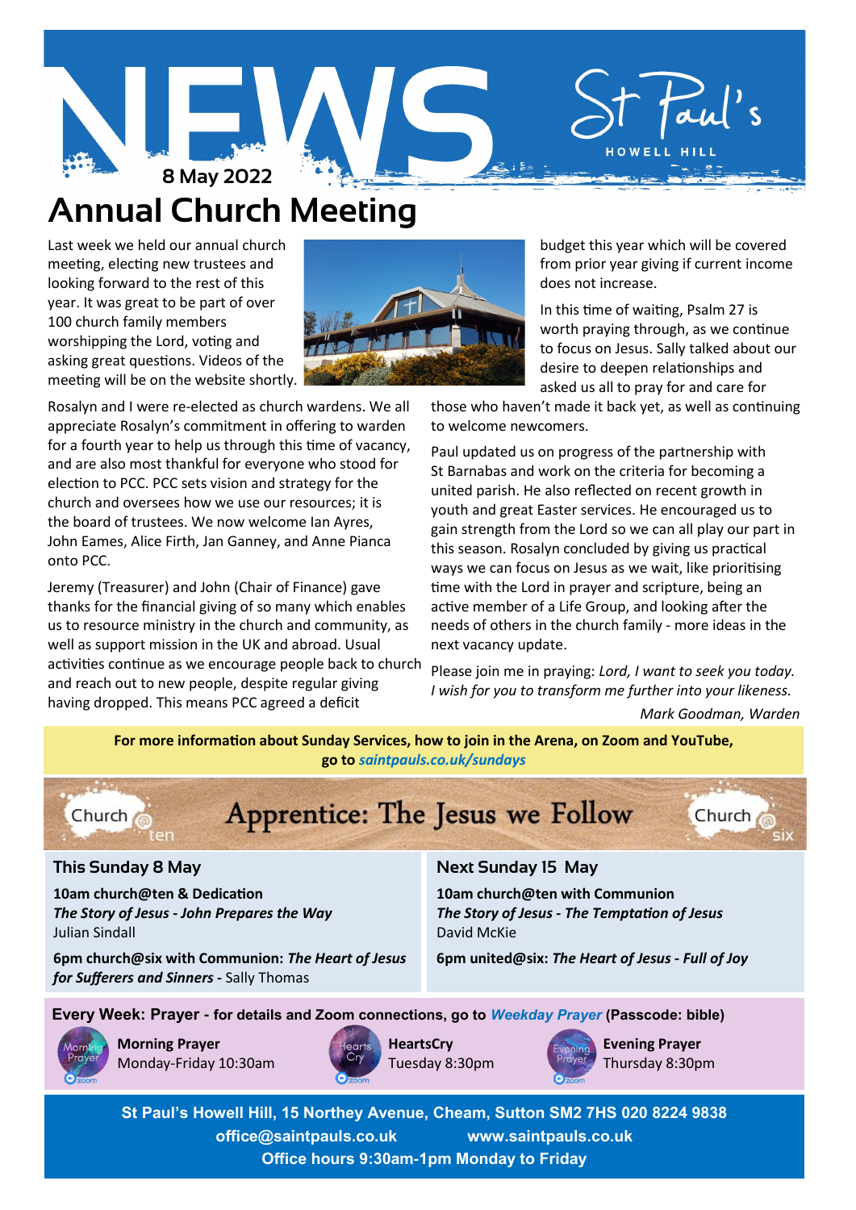# NEWS

**St Paul's** HOWELL HILL

8 May 2022

## Annual Church Meeting

Last week we held our annual church meeting, electing new trustees and looking forward to the rest of this year. It was great to be part of over 100 church family members worshipping the Lord, voting and asking great questions. Videos of the meeting will be on the website shortly.

Rosalyn and I were re-elected as church wardens. We all appreciate Rosalyn's commitment in offering to warden for a fourth year to help us through this time of vacancy, and are also most thankful for everyone who stood for election to PCC. PCC sets vision and strategy for the church and oversees how we use our resources; it is the board of trustees. We now welcome Ian Ayres, John Eames, Alice Firth, Jan Ganney, and Anne Pianca onto PCC.

Jeremy (Treasurer) and John (Chair of Finance) gave thanks for the financial giving of so many which enables us to resource ministry in the church and community, as well as support mission in the UK and abroad. Usual activities continue as we encourage people back to church and reach out to new people, despite regular giving having dropped. This means PCC agreed a deficit budget this year which will be covered from prior year giving if current income does not increase.

In this time of waiting, Psalm 27 is worth praying through, as we continue to focus on Jesus. Sally talked about our desire to deepen relationships and asked us all to pray for and care for those who haven't made it back yet, as well as continuing to welcome newcomers.

Paul updated us on progress of the partnership with St Barnabas and work on the criteria for becoming a united parish. He also reflected on recent growth in youth and great Easter services. He encouraged us to gain strength from the Lord so we can all play our part in this season. Rosalyn concluded by giving us practical ways we can focus on Jesus as we wait, like prioritising time with the Lord in prayer and scripture, being an active member of a Life Group, and looking after the needs of others in the church family - more ideas in the next vacancy update.

Please join me in praying: *Lord, I want to seek you today. I wish for you to transform me further into your likeness.*

*Mark Goodman, Warden*

**For more information about Sunday Services, how to join in the Arena, on Zoom and YouTube, go to *saintpauls.co.uk/sundays***

## Church@ten — Apprentice: The Jesus we Follow — Church@six

### This Sunday 8 May

**10am church@ten & Dedication**
***The Story of Jesus - John Prepares the Way***
Julian Sindall

**6pm church@six with Communion:** ***The Heart of Jesus for Sufferers and Sinners*** **-** Sally Thomas

### Next Sunday 15 May

**10am church@ten with Communion**
***The Story of Jesus - The Temptation of Jesus***
David McKie

**6pm united@six:** ***The Heart of Jesus - Full of Joy***

**Every Week: Prayer - for details and Zoom connections, go to *Weekday Prayer* (Passcode: bible)**

**Morning Prayer**
Monday-Friday 10:30am

**HeartsCry**
Tuesday 8:30pm

**Evening Prayer**
Thursday 8:30pm

**St Paul's Howell Hill, 15 Northey Avenue, Cheam, Sutton SM2 7HS 020 8224 9838**
**office@saintpauls.co.uk www.saintpauls.co.uk**
**Office hours 9:30am-1pm Monday to Friday**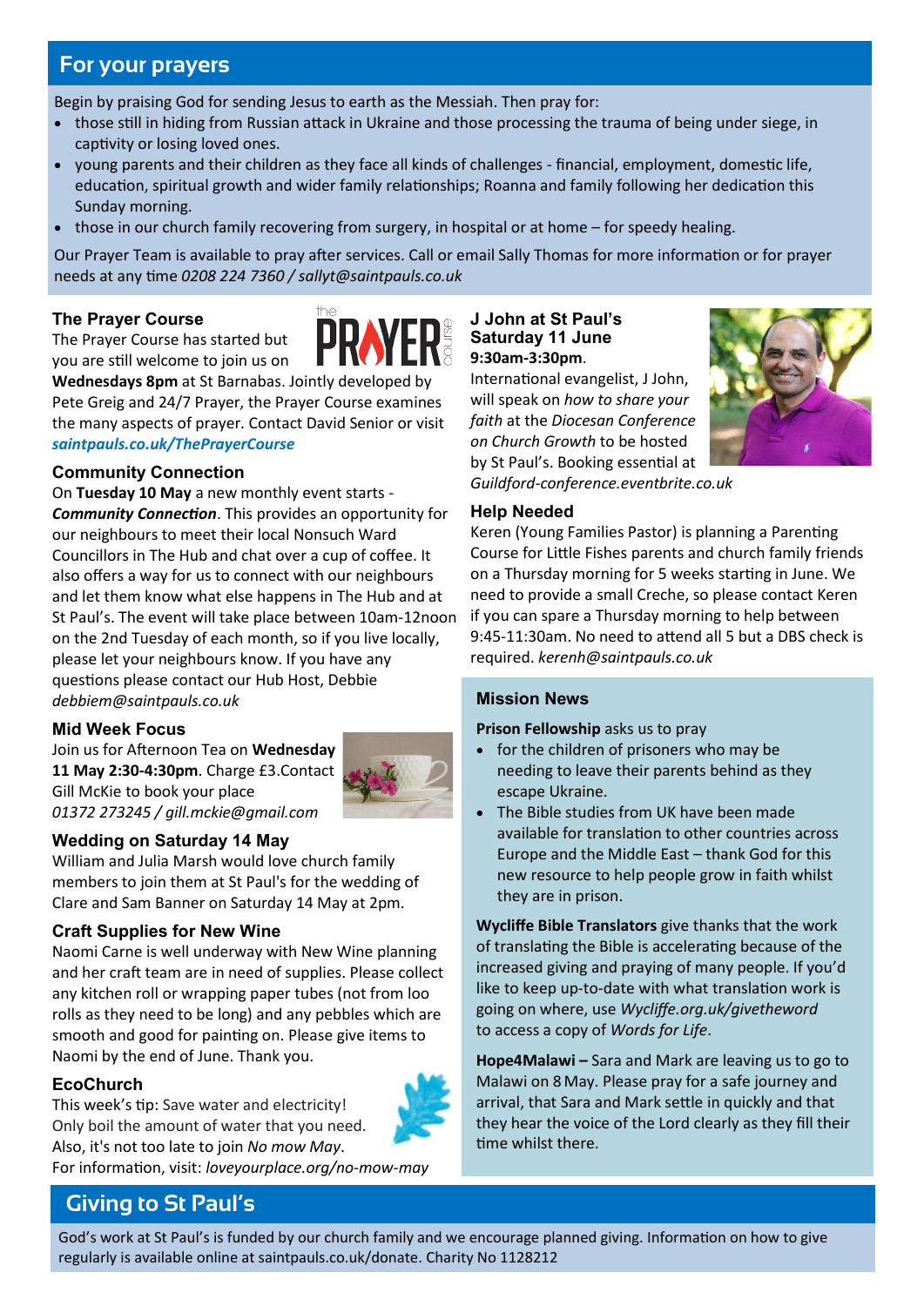## For your prayers

Begin by praising God for sending Jesus to earth as the Messiah. Then pray for:

- those still in hiding from Russian attack in Ukraine and those processing the trauma of being under siege, in captivity or losing loved ones.
- young parents and their children as they face all kinds of challenges - financial, employment, domestic life, education, spiritual growth and wider family relationships; Roanna and family following her dedication this Sunday morning.
- those in our church family recovering from surgery, in hospital or at home – for speedy healing.

Our Prayer Team is available to pray after services. Call or email Sally Thomas for more information or for prayer needs at any time *0208 224 7360 / sallyt@saintpauls.co.uk*

### The Prayer Course

The Prayer Course has started but you are still welcome to join us on **Wednesdays 8pm** at St Barnabas. Jointly developed by Pete Greig and 24/7 Prayer, the Prayer Course examines the many aspects of prayer. Contact David Senior or visit ***saintpauls.co.uk/ThePrayerCourse***

### Community Connection

On **Tuesday 10 May** a new monthly event starts - ***Community Connection***. This provides an opportunity for our neighbours to meet their local Nonsuch Ward Councillors in The Hub and chat over a cup of coffee. It also offers a way for us to connect with our neighbours and let them know what else happens in The Hub and at St Paul's. The event will take place between 10am-12noon on the 2nd Tuesday of each month, so if you live locally, please let your neighbours know. If you have any questions please contact our Hub Host, Debbie *debbiem@saintpauls.co.uk*

### Mid Week Focus

Join us for Afternoon Tea on **Wednesday 11 May 2:30-4:30pm**. Charge £3.Contact Gill McKie to book your place *01372 273245 / gill.mckie@gmail.com*

### Wedding on Saturday 14 May

William and Julia Marsh would love church family members to join them at St Paul's for the wedding of Clare and Sam Banner on Saturday 14 May at 2pm.

### Craft Supplies for New Wine

Naomi Carne is well underway with New Wine planning and her craft team are in need of supplies. Please collect any kitchen roll or wrapping paper tubes (not from loo rolls as they need to be long) and any pebbles which are smooth and good for painting on. Please give items to Naomi by the end of June. Thank you.

### EcoChurch

This week's tip: Save water and electricity! Only boil the amount of water that you need. Also, it's not too late to join *No mow May*.
For information, visit: *loveyourplace.org/no-mow-may*

### J John at St Paul's Saturday 11 June 9:30am-3:30pm.

International evangelist, J John, will speak on *how to share your faith* at the *Diocesan Conference on Church Growth* to be hosted by St Paul's. Booking essential at *Guildford-conference.eventbrite.co.uk*

### Help Needed

Keren (Young Families Pastor) is planning a Parenting Course for Little Fishes parents and church family friends on a Thursday morning for 5 weeks starting in June. We need to provide a small Creche, so please contact Keren if you can spare a Thursday morning to help between 9:45-11:30am. No need to attend all 5 but a DBS check is required. *kerenh@saintpauls.co.uk*

### Mission News

**Prison Fellowship** asks us to pray

- for the children of prisoners who may be needing to leave their parents behind as they escape Ukraine.
- The Bible studies from UK have been made available for translation to other countries across Europe and the Middle East – thank God for this new resource to help people grow in faith whilst they are in prison.

**Wycliffe Bible Translators** give thanks that the work of translating the Bible is accelerating because of the increased giving and praying of many people. If you'd like to keep up-to-date with what translation work is going on where, use *Wycliffe.org.uk/givetheword* to access a copy of *Words for Life*.

**Hope4Malawi –** Sara and Mark are leaving us to go to Malawi on 8 May. Please pray for a safe journey and arrival, that Sara and Mark settle in quickly and that they hear the voice of the Lord clearly as they fill their time whilst there.

## Giving to St Paul's

God's work at St Paul's is funded by our church family and we encourage planned giving. Information on how to give regularly is available online at saintpauls.co.uk/donate. Charity No 1128212